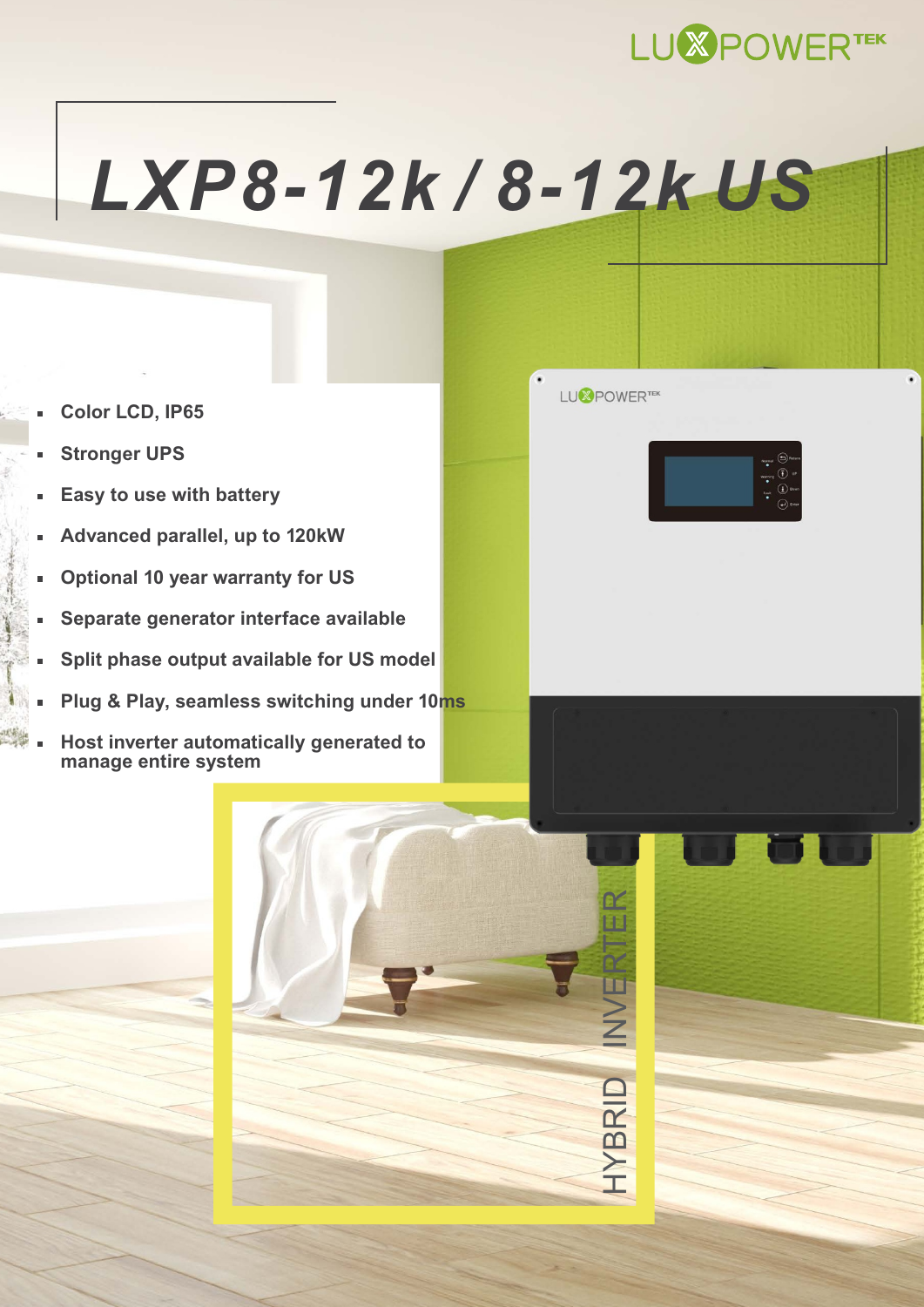LUXPOWERTEK

# LXP8-12k / 8-12k US

- Color LCD, IP65
- Stronger UPS
- Easy to use with battery
- Advanced parallel, up to 120kW
- Optional 10 year warranty for US
- Separate generator interface available
- Split phase output available for US model
- Plug & Play, seamless switching under 10ms
- Host inverter automatically generated to manage entire system

HYBRID INVERTER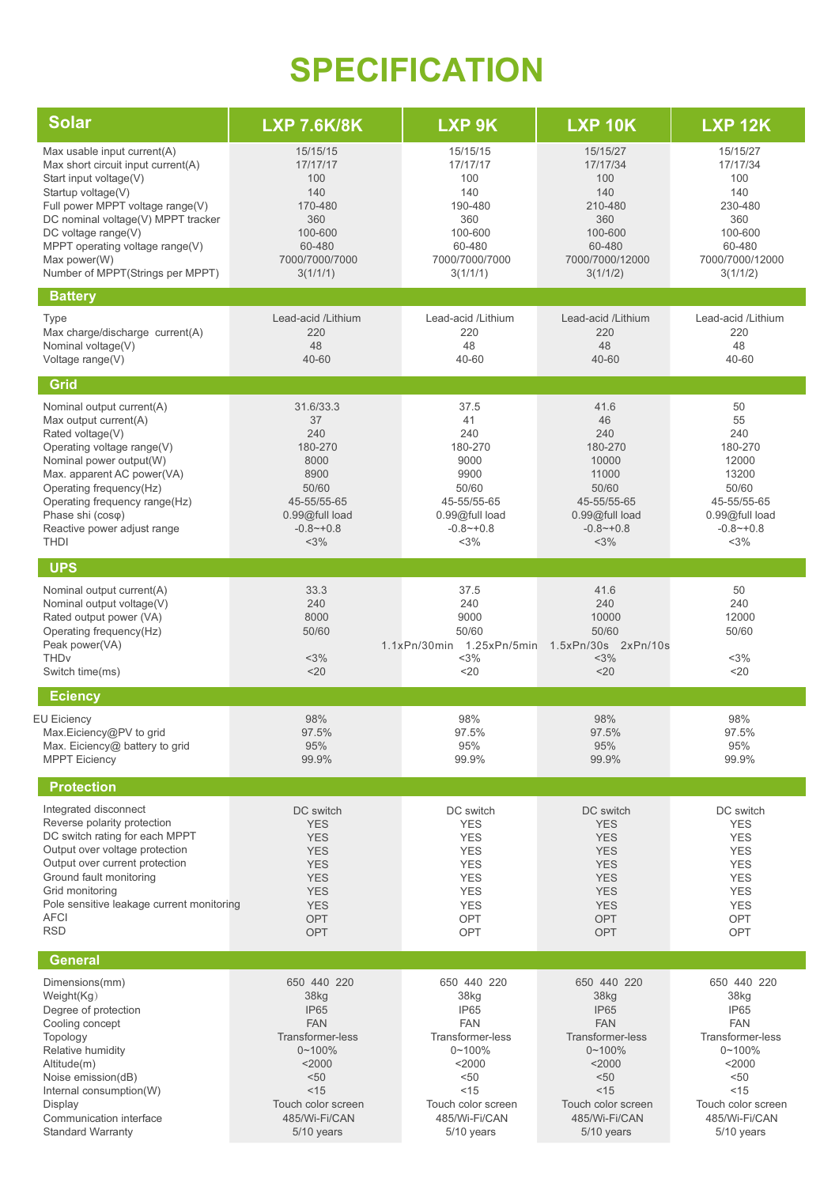# SPECIFICATION

| Solar | LXP 7.6K/8K | LXP 9K | LXP 10K | LXP 12K |
|---|---|---|---|---|
| Max usable input current(A) | 15/15/15 | 15/15/15 | 15/15/27 | 15/15/27 |
| Max short circuit input current(A) | 17/17/17 | 17/17/17 | 17/17/34 | 17/17/34 |
| Start input voltage(V) | 100 | 100 | 100 | 100 |
| Startup voltage(V) | 140 | 140 | 140 | 140 |
| Full power MPPT voltage range(V) | 170-480 | 190-480 | 210-480 | 230-480 |
| DC nominal voltage(V) MPPT tracker | 360 | 360 | 360 | 360 |
| DC voltage range(V) | 100-600 | 100-600 | 100-600 | 100-600 |
| MPPT operating voltage range(V) | 60-480 | 60-480 | 60-480 | 60-480 |
| Max power(W) | 7000/7000/7000 | 7000/7000/7000 | 7000/7000/12000 | 7000/7000/12000 |
| Number of MPPT(Strings per MPPT) | 3(1/1/1) | 3(1/1/1) | 3(1/1/2) | 3(1/1/2) |
| **Battery** | | | | |
| Type | Lead-acid /Lithium | Lead-acid /Lithium | Lead-acid /Lithium | Lead-acid /Lithium |
| Max charge/discharge current(A) | 220 | 220 | 220 | 220 |
| Nominal voltage(V) | 48 | 48 | 48 | 48 |
| Voltage range(V) | 40-60 | 40-60 | 40-60 | 40-60 |
| **Grid** | | | | |
| Nominal output current(A) | 31.6/33.3 | 37.5 | 41.6 | 50 |
| Max output current(A) | 37 | 41 | 46 | 55 |
| Rated voltage(V) | 240 | 240 | 240 | 240 |
| Operating voltage range(V) | 180-270 | 180-270 | 180-270 | 180-270 |
| Nominal power output(W) | 8000 | 9000 | 10000 | 12000 |
| Max. apparent AC power(VA) | 8900 | 9900 | 11000 | 13200 |
| Operating frequency(Hz) | 50/60 | 50/60 | 50/60 | 50/60 |
| Operating frequency range(Hz) | 45-55/55-65 | 45-55/55-65 | 45-55/55-65 | 45-55/55-65 |
| Phase shi (cosφ) | 0.99@full load | 0.99@full load | 0.99@full load | 0.99@full load |
| Reactive power adjust range | -0.8~+0.8 | -0.8~+0.8 | -0.8~+0.8 | -0.8~+0.8 |
| THDI | <3% | <3% | <3% | <3% |
| **UPS** | | | | |
| Nominal output current(A) | 33.3 | 37.5 | 41.6 | 50 |
| Nominal output voltage(V) | 240 | 240 | 240 | 240 |
| Rated output power (VA) | 8000 | 9000 | 10000 | 12000 |
| Operating frequency(Hz) | 50/60 | 50/60 | 50/60 | 50/60 |
| Peak power(VA) | 1.1xPn/30min 1.25xPn/5min 1.5xPn/30s 2xPn/10s | | | |
| THDv | <3% | <3% | <3% | <3% |
| Switch time(ms) | <20 | <20 | <20 | <20 |
| **Eiciency** | | | | |
| EU Eiciency | 98% | 98% | 98% | 98% |
| Max.Eiciency@PV to grid | 97.5% | 97.5% | 97.5% | 97.5% |
| Max. Eiciency@ battery to grid | 95% | 95% | 95% | 95% |
| MPPT Eiciency | 99.9% | 99.9% | 99.9% | 99.9% |
| **Protection** | | | | |
| Integrated disconnect | DC switch | DC switch | DC switch | DC switch |
| Reverse polarity protection | YES | YES | YES | YES |
| DC switch rating for each MPPT | YES | YES | YES | YES |
| Output over voltage protection | YES | YES | YES | YES |
| Output over current protection | YES | YES | YES | YES |
| Ground fault monitoring | YES | YES | YES | YES |
| Grid monitoring | YES | YES | YES | YES |
| Pole sensitive leakage current monitoring | YES | YES | YES | YES |
| AFCI | OPT | OPT | OPT | OPT |
| RSD | OPT | OPT | OPT | OPT |
| **General** | | | | |
| Dimensions(mm) | 650 440 220 | 650 440 220 | 650 440 220 | 650 440 220 |
| Weight(Kg) | 38kg | 38kg | 38kg | 38kg |
| Degree of protection | IP65 | IP65 | IP65 | IP65 |
| Cooling concept | FAN | FAN | FAN | FAN |
| Topology | Transformer-less | Transformer-less | Transformer-less | Transformer-less |
| Relative humidity | 0~100% | 0~100% | 0~100% | 0~100% |
| Altitude(m) | <2000 | <2000 | <2000 | <2000 |
| Noise emission(dB) | <50 | <50 | <50 | <50 |
| Internal consumption(W) | <15 | <15 | <15 | <15 |
| Display | Touch color screen | Touch color screen | Touch color screen | Touch color screen |
| Communication interface | 485/Wi-Fi/CAN | 485/Wi-Fi/CAN | 485/Wi-Fi/CAN | 485/Wi-Fi/CAN |
| Standard Warranty | 5/10 years | 5/10 years | 5/10 years | 5/10 years |